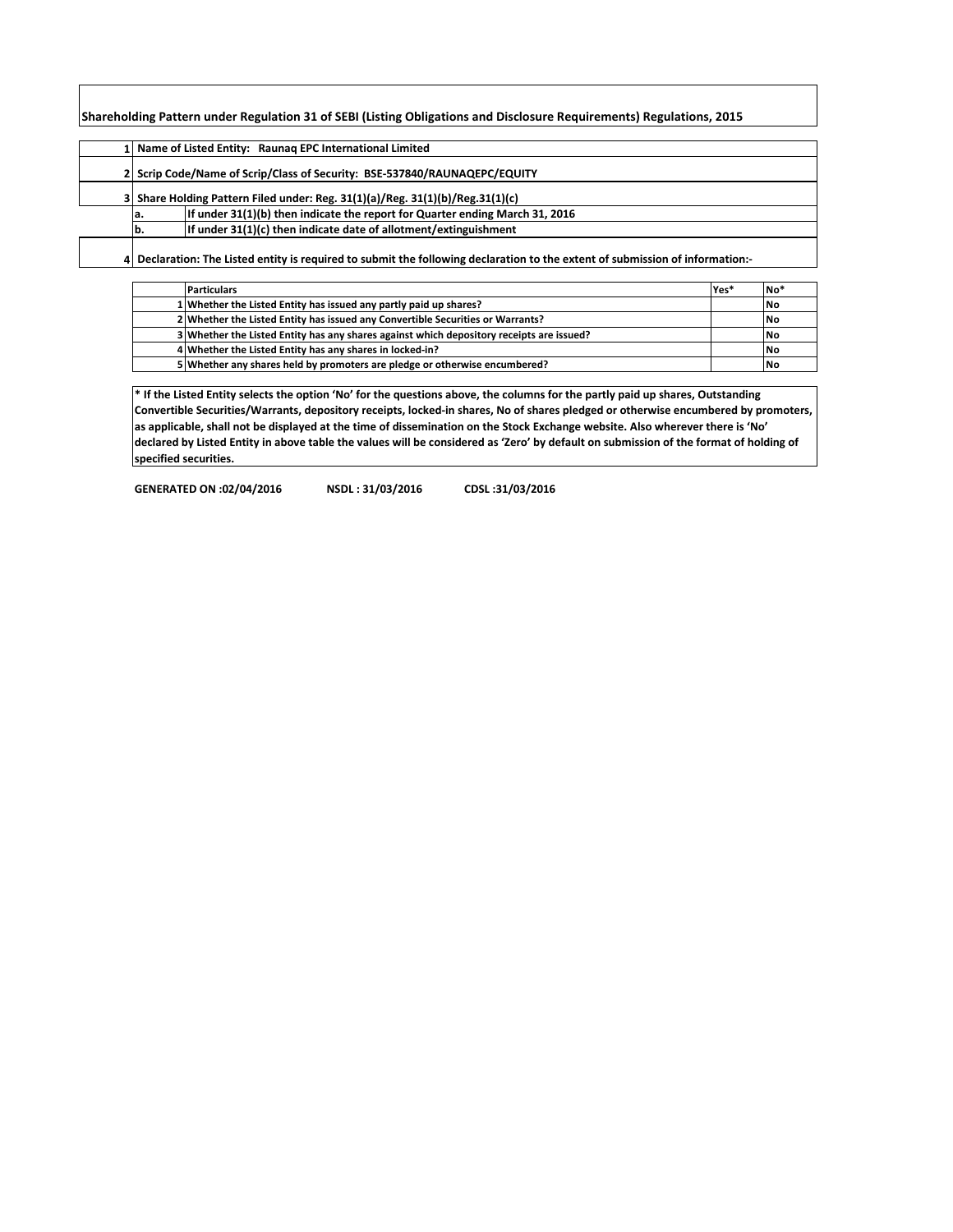## Shareholding Pattern under Regulation 31 of SEBI (Listing Obligations and Disclosure Requirements) Regulations, 2015

| | | |
|---|---|---|
| 1 | Name of Listed Entity: Raunaq EPC International Limited | |
| 2 | Scrip Code/Name of Scrip/Class of Security: BSE-537840/RAUNAQEPC/EQUITY | |
| 3 | Share Holding Pattern Filed under: Reg. 31(1)(a)/Reg. 31(1)(b)/Reg.31(1)(c) | |
| | a. | If under 31(1)(b) then indicate the report for Quarter ending March 31, 2016 |
| | b. | If under 31(1)(c) then indicate date of allotment/extinguishment |
| 4 | Declaration: The Listed entity is required to submit the following declaration to the extent of submission of information:- | |

| | Particulars | Yes* | No* |
|---|---|---|---|
| 1 | Whether the Listed Entity has issued any partly paid up shares? | | No |
| 2 | Whether the Listed Entity has issued any Convertible Securities or Warrants? | | No |
| 3 | Whether the Listed Entity has any shares against which depository receipts are issued? | | No |
| 4 | Whether the Listed Entity has any shares in locked-in? | | No |
| 5 | Whether any shares held by promoters are pledge or otherwise encumbered? | | No |

**\* If the Listed Entity selects the option 'No' for the questions above, the columns for the partly paid up shares, Outstanding Convertible Securities/Warrants, depository receipts, locked-in shares, No of shares pledged or otherwise encumbered by promoters, as applicable, shall not be displayed at the time of dissemination on the Stock Exchange website. Also wherever there is 'No' declared by Listed Entity in above table the values will be considered as 'Zero' by default on submission of the format of holding of specified securities.**

**GENERATED ON :02/04/2016 NSDL : 31/03/2016 CDSL :31/03/2016**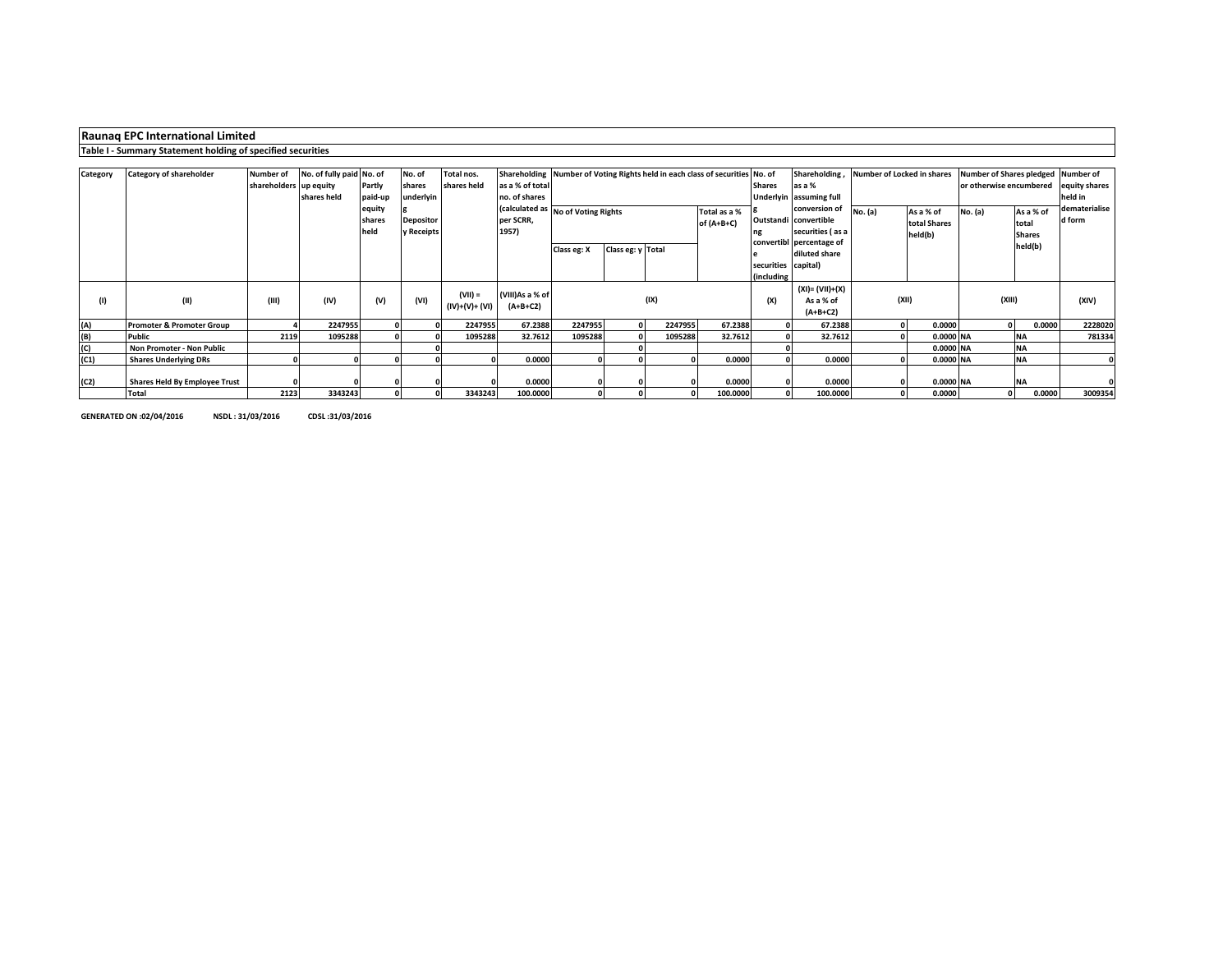**Raunaq EPC International Limited**

**Table I - Summary Statement holding of specified securities**

| Category | Category of shareholder | Number of shareholders | No. of fully paid up equity shares held | No. of Partly paid-up equity shares held | No. of shares underlying Depository Receipts | Total nos. shares held | Shareholding as a % of total no. of shares (calculated as per SCRR, 1957) | Number of Voting Rights held in each class of securities | | | | No. of Shares Underlying Outstanding convertible securities (including | Shareholding , as a % assuming full conversion of convertible securities ( as a percentage of diluted share capital) | Number of Locked in shares | | Number of Shares pledged or otherwise encumbered | | Number of equity shares held in dematerialised form |
|---|---|---|---|---|---|---|---|---|---|---|---|---|---|---|---|---|---|---|
| | | | | | | | | No of Voting Rights | | | Total as a % of (A+B+C) | | | No. (a) | As a % of total Shares held(b) | No. (a) | As a % of total Shares held(b) | |
| | | | | | | | | Class eg: X | Class eg: y | Total | | | | | | | | |
| (I) | (II) | (III) | (IV) | (V) | (VI) | (VII) = (IV)+(V)+ (VI) | (VIII)As a % of (A+B+C2) | (IX) | | | | (X) | (XI)= (VII)+(X) As a % of (A+B+C2) | (XII) | | (XIII) | | (XIV) |
| (A) | Promoter & Promoter Group | 4 | 2247955 | 0 | 0 | 2247955 | 67.2388 | 2247955 | 0 | 2247955 | 67.2388 | 0 | 67.2388 | 0 | 0.0000 | 0 | 0.0000 | 2228020 |
| (B) | Public | 2119 | 1095288 | 0 | 0 | 1095288 | 32.7612 | 1095288 | 0 | 1095288 | 32.7612 | 0 | 32.7612 | 0 | 0.0000 | NA | NA | 781334 |
| (C) | Non Promoter - Non Public | | | | 0 | | | | 0 | | | 0 | | | 0.0000 | NA | NA | |
| (C1) | Shares Underlying DRs | 0 | 0 | 0 | 0 | 0 | 0.0000 | 0 | 0 | 0 | 0.0000 | 0 | 0.0000 | 0 | 0.0000 | NA | NA | 0 |
| (C2) | Shares Held By Employee Trust | 0 | 0 | 0 | 0 | 0 | 0.0000 | 0 | 0 | 0 | 0.0000 | 0 | 0.0000 | 0 | 0.0000 | NA | NA | 0 |
| | Total | 2123 | 3343243 | 0 | 0 | 3343243 | 100.0000 | 0 | 0 | 0 | 100.0000 | 0 | 100.0000 | 0 | 0.0000 | 0 | 0.0000 | 3009354 |

**GENERATED ON :02/04/2016 NSDL : 31/03/2016 CDSL :31/03/2016**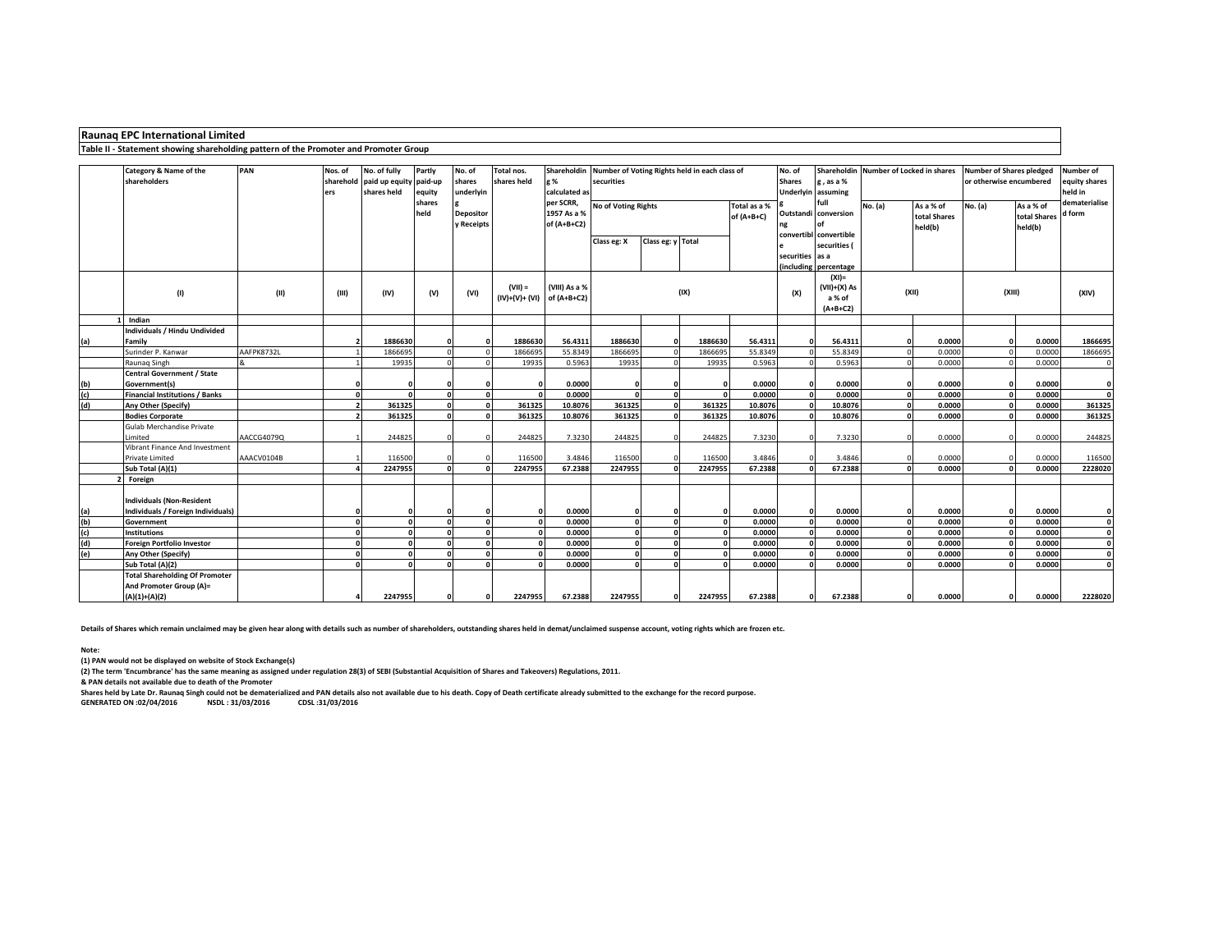**Raunaq EPC International Limited**

**Table II - Statement showing shareholding pattern of the Promoter and Promoter Group**

| | Category & Name of the shareholders | PAN | Nos. of shareholders | No. of fully paid up equity shares held | Partly paid-up equity shares held | No. of shares underlying Depository Receipts | Total nos. shares held | Shareholding % calculated as per SCRR, 1957 As a % of (A+B+C2) | Number of Voting Rights held in each class of securities | | | | No. of Shares Underlying Outstanding convertible securities (including | Shareholding , as a % assuming full conversion of convertible securities ( as a percentage | Number of Locked in shares | | Number of Shares pledged or otherwise encumbered | | Number of equity shares held in dematerialised form |
|---|---|---|---|---|---|---|---|---|---|---|---|---|---|---|---|---|---|---|---|
| | | | | | | | | | No of Voting Rights | | | Total as a % of (A+B+C) | | | No. (a) | As a % of total Shares held(b) | No. (a) | As a % of total Shares held(b) | |
| | | | | | | | | | Class eg: X | Class eg: y | Total | | | | | | | | |
| | (I) | (II) | (III) | (IV) | (V) | (VI) | (VII) = (IV)+(V)+ (VI) | (VIII) As a % of (A+B+C2) | (IX) | | | | (X) | (XI)= (VII)+(X) As a % of (A+B+C2) | (XII) | | (XIII) | | (XIV) |
| 1 | **Indian** | | | | | | | | | | | | | | | | | | |
| (a) | **Individuals / Hindu Undivided Family** | | **2** | **1886630** | **0** | **0** | **1886630** | **56.4311** | **1886630** | **0** | **1886630** | **56.4311** | **0** | **56.4311** | **0** | **0.0000** | **0** | **0.0000** | **1866695** |
| | Surinder P. Kanwar | AAFPK8732L | 1 | 1866695 | 0 | 0 | 1866695 | 55.8349 | 1866695 | 0 | 1866695 | 55.8349 | 0 | 55.8349 | 0 | 0.0000 | 0 | 0.0000 | 1866695 |
| | Raunaq Singh | & | 1 | 19935 | 0 | 0 | 19935 | 0.5963 | 19935 | 0 | 19935 | 0.5963 | 0 | 0.5963 | 0 | 0.0000 | 0 | 0.0000 | 0 |
| (b) | **Central Government / State Government(s)** | | **0** | **0** | **0** | **0** | **0** | **0.0000** | **0** | **0** | **0** | **0.0000** | **0** | **0.0000** | **0** | **0.0000** | **0** | **0.0000** | **0** |
| (c) | **Financial Institutions / Banks** | | **0** | **0** | **0** | **0** | **0** | **0.0000** | **0** | **0** | **0** | **0.0000** | **0** | **0.0000** | **0** | **0.0000** | **0** | **0.0000** | **0** |
| (d) | **Any Other (Specify)** | | **2** | **361325** | **0** | **0** | **361325** | **10.8076** | **361325** | **0** | **361325** | **10.8076** | **0** | **10.8076** | **0** | **0.0000** | **0** | **0.0000** | **361325** |
| | **Bodies Corporate** | | **2** | **361325** | **0** | **0** | **361325** | **10.8076** | **361325** | **0** | **361325** | **10.8076** | **0** | **10.8076** | **0** | **0.0000** | **0** | **0.0000** | **361325** |
| | Gulab Merchandise Private Limited | AACCG4079Q | 1 | 244825 | 0 | 0 | 244825 | 7.3230 | 244825 | 0 | 244825 | 7.3230 | 0 | 7.3230 | 0 | 0.0000 | 0 | 0.0000 | 244825 |
| | Vibrant Finance And Investment Private Limited | AAACV0104B | 1 | 116500 | 0 | 0 | 116500 | 3.4846 | 116500 | 0 | 116500 | 3.4846 | 0 | 3.4846 | 0 | 0.0000 | 0 | 0.0000 | 116500 |
| | **Sub Total (A)(1)** | | **4** | **2247955** | **0** | **0** | **2247955** | **67.2388** | **2247955** | **0** | **2247955** | **67.2388** | **0** | **67.2388** | **0** | **0.0000** | **0** | **0.0000** | **2228020** |
| 2 | **Foreign** | | | | | | | | | | | | | | | | | | |
| (a) | **Individuals (Non-Resident Individuals / Foreign Individuals)** | | **0** | **0** | **0** | **0** | **0** | **0.0000** | **0** | **0** | **0** | **0.0000** | **0** | **0.0000** | **0** | **0.0000** | **0** | **0.0000** | **0** |
| (b) | **Government** | | **0** | **0** | **0** | **0** | **0** | **0.0000** | **0** | **0** | **0** | **0.0000** | **0** | **0.0000** | **0** | **0.0000** | **0** | **0.0000** | **0** |
| (c) | **Institutions** | | **0** | **0** | **0** | **0** | **0** | **0.0000** | **0** | **0** | **0** | **0.0000** | **0** | **0.0000** | **0** | **0.0000** | **0** | **0.0000** | **0** |
| (d) | **Foreign Portfolio Investor** | | **0** | **0** | **0** | **0** | **0** | **0.0000** | **0** | **0** | **0** | **0.0000** | **0** | **0.0000** | **0** | **0.0000** | **0** | **0.0000** | **0** |
| (e) | **Any Other (Specify)** | | **0** | **0** | **0** | **0** | **0** | **0.0000** | **0** | **0** | **0** | **0.0000** | **0** | **0.0000** | **0** | **0.0000** | **0** | **0.0000** | **0** |
| | **Sub Total (A)(2)** | | **0** | **0** | **0** | **0** | **0** | **0.0000** | **0** | **0** | **0** | **0.0000** | **0** | **0.0000** | **0** | **0.0000** | **0** | **0.0000** | **0** |
| | **Total Shareholding Of Promoter And Promoter Group (A)= (A)(1)+(A)(2)** | | **4** | **2247955** | **0** | **0** | **2247955** | **67.2388** | **2247955** | **0** | **2247955** | **67.2388** | **0** | **67.2388** | **0** | **0.0000** | **0** | **0.0000** | **2228020** |

**Details of Shares which remain unclaimed may be given hear along with details such as number of shareholders, outstanding shares held in demat/unclaimed suspense account, voting rights which are frozen etc.**

**Note:**

**(1) PAN would not be displayed on website of Stock Exchange(s)**

**(2) The term 'Encumbrance' has the same meaning as assigned under regulation 28(3) of SEBI (Substantial Acquisition of Shares and Takeovers) Regulations, 2011.**

**& PAN details not available due to death of the Promoter**

**Shares held by Late Dr. Raunaq Singh could not be dematerialized and PAN details also not available due to his death. Copy of Death certificate already submitted to the exchange for the record purpose.**

**GENERATED ON :02/04/2016 NSDL : 31/03/2016 CDSL :31/03/2016**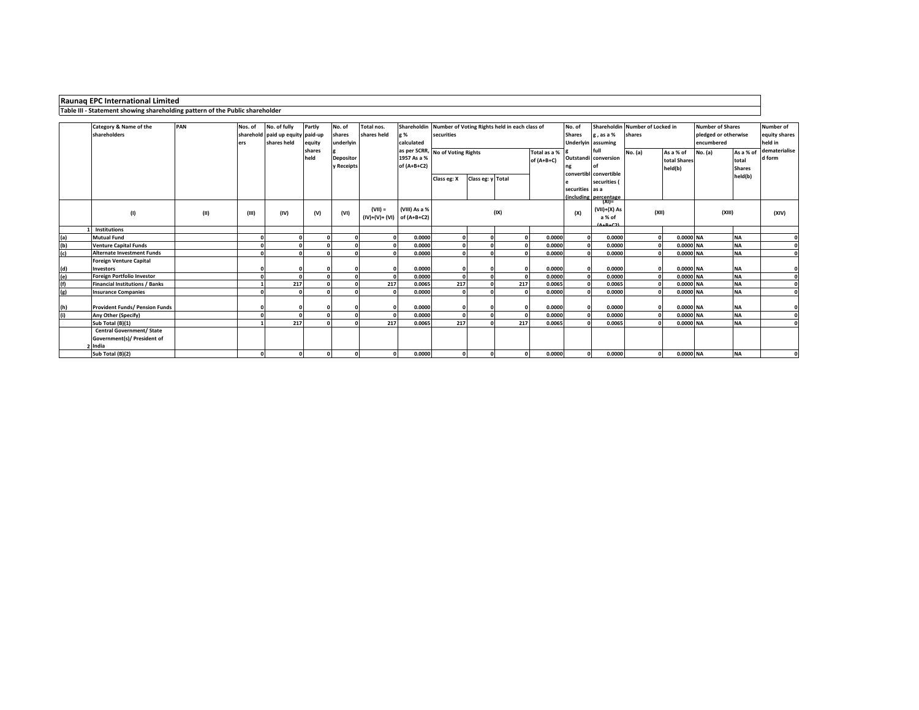**Raunaq EPC International Limited**

**Table III - Statement showing shareholding pattern of the Public shareholder**

| | Category & Name of the shareholders | PAN | Nos. of shareholders | No. of fully paid up equity shares held | Partly paid-up equity shares held | No. of shares underlying Depository Receipts | Total nos. shares held | Shareholding % calculated as per SCRR, 1957 As a % of (A+B+C2) | Number of Voting Rights held in each class of securities | | | | No. of Shares Underlying Outstanding convertible securities (including | Shareholding , as a % assuming full conversion of convertible securities ( as a percentage | Number of Locked in shares | | Number of Shares pledged or otherwise encumbered | | Number of equity shares held in dematerialised form |
|---|---|---|---|---|---|---|---|---|---|---|---|---|---|---|---|---|---|---|---|
| | | | | | | | | | No of Voting Rights | | | Total as a % of (A+B+C) | | | No. (a) | As a % of total Shares held(b) | No. (a) | As a % of total Shares held(b) | |
| | | | | | | | | | Class eg: X | Class eg: y | Total | | | | | | | | |
| | (I) | (II) | (III) | (IV) | (V) | (VI) | (VII) = (IV)+(V)+ (VI) | (VIII) As a % of (A+B+C2) | (IX) | | | | (X) | (XI)= (VII)+(X) As a % of (A+B+C2) | (XII) | | (XIII) | | (XIV) |
| 1 | **Institutions** | | | | | | | | | | | | | | | | | | |
| (a) | **Mutual Fund** | | 0 | 0 | 0 | 0 | 0 | 0.0000 | 0 | 0 | 0 | 0.0000 | 0 | 0.0000 | 0 | 0.0000 | NA | NA | 0 |
| (b) | **Venture Capital Funds** | | 0 | 0 | 0 | 0 | 0 | 0.0000 | 0 | 0 | 0 | 0.0000 | 0 | 0.0000 | 0 | 0.0000 | NA | NA | 0 |
| (c) | **Alternate Investment Funds** | | 0 | 0 | 0 | 0 | 0 | 0.0000 | 0 | 0 | 0 | 0.0000 | 0 | 0.0000 | 0 | 0.0000 | NA | NA | 0 |
| (d) | **Foreign Venture Capital Investors** | | 0 | 0 | 0 | 0 | 0 | 0.0000 | 0 | 0 | 0 | 0.0000 | 0 | 0.0000 | 0 | 0.0000 | NA | NA | 0 |
| (e) | **Foreign Portfolio Investor** | | 0 | 0 | 0 | 0 | 0 | 0.0000 | 0 | 0 | 0 | 0.0000 | 0 | 0.0000 | 0 | 0.0000 | NA | NA | 0 |
| (f) | **Financial Institutions / Banks** | | 1 | 217 | 0 | 0 | 217 | 0.0065 | 217 | 0 | 217 | 0.0065 | 0 | 0.0065 | 0 | 0.0000 | NA | NA | 0 |
| (g) | **Insurance Companies** | | 0 | 0 | 0 | 0 | 0 | 0.0000 | 0 | 0 | 0 | 0.0000 | 0 | 0.0000 | 0 | 0.0000 | NA | NA | 0 |
| (h) | **Provident Funds/ Pension Funds** | | 0 | 0 | 0 | 0 | 0 | 0.0000 | 0 | 0 | 0 | 0.0000 | 0 | 0.0000 | 0 | 0.0000 | NA | NA | 0 |
| (i) | **Any Other (Specify)** | | 0 | 0 | 0 | 0 | 0 | 0.0000 | 0 | 0 | 0 | 0.0000 | 0 | 0.0000 | 0 | 0.0000 | NA | NA | 0 |
| | **Sub Total (B)(1)** | | 1 | 217 | 0 | 0 | 217 | 0.0065 | 217 | 0 | 217 | 0.0065 | 0 | 0.0065 | 0 | 0.0000 | NA | NA | 0 |
| 2 | **Central Government/ State Government(s)/ President of India** | | | | | | | | | | | | | | | | | | |
| | **Sub Total (B)(2)** | | 0 | 0 | 0 | 0 | 0 | 0.0000 | 0 | 0 | 0 | 0.0000 | 0 | 0.0000 | 0 | 0.0000 | NA | NA | 0 |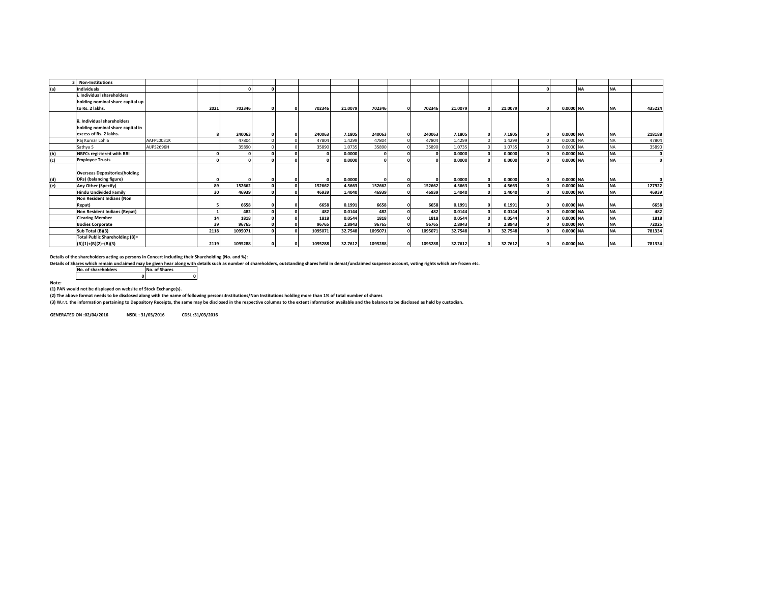| 3 | Non-Institutions | | | | | | | | | | | | | | | | | | |
|---|---|---|---|---|---|---|---|---|---|---|---|---|---|---|---|---|---|---|---|
| (a) | **Individuals** | | | 0 | 0 | | | | | | | | | | 0 | | NA | NA | |
| | i. Individual shareholders holding nominal share capital up to Rs. 2 lakhs. | | 2021 | 702346 | 0 | 0 | 702346 | 21.0079 | 702346 | 0 | 702346 | 21.0079 | 0 | 21.0079 | 0 | 0.0000 | NA | NA | 435224 |
| | ii. Individual shareholders holding nominal share capital in excess of Rs. 2 lakhs. | | 8 | 240063 | 0 | 0 | 240063 | 7.1805 | 240063 | 0 | 240063 | 7.1805 | 0 | 7.1805 | 0 | 0.0000 | NA | NA | 218188 |
| | Raj Kumar Lohia | AAFPL0031K | | 47804 | 0 | 0 | 47804 | 1.4299 | 47804 | 0 | 47804 | 1.4299 | 0 | 1.4299 | 0 | 0.0000 | NA | NA | 47804 |
| | Sathya S | AIJPS2696H | | 35890 | 0 | 0 | 35890 | 1.0735 | 35890 | 0 | 35890 | 1.0735 | 0 | 1.0735 | 0 | 0.0000 | NA | NA | 35890 |
| (b) | **NBFCs registered with RBI** | | 0 | 0 | 0 | 0 | 0 | 0.0000 | 0 | 0 | 0 | 0.0000 | 0 | 0.0000 | 0 | 0.0000 | NA | NA | 0 |
| (c) | **Employee Trusts** | | 0 | 0 | 0 | 0 | 0 | 0.0000 | 0 | 0 | 0 | 0.0000 | 0 | 0.0000 | 0 | 0.0000 | NA | NA | 0 |
| (d) | **Overseas Depositories(holding DRs) (balancing figure)** | | 0 | 0 | 0 | 0 | 0 | 0.0000 | 0 | 0 | 0 | 0.0000 | 0 | 0.0000 | 0 | 0.0000 | NA | NA | 0 |
| (e) | **Any Other (Specify)** | | 89 | 152662 | 0 | 0 | 152662 | 4.5663 | 152662 | 0 | 152662 | 4.5663 | 0 | 4.5663 | 0 | 0.0000 | NA | NA | 127922 |
| | **Hindu Undivided Family** | | 30 | 46939 | 0 | 0 | 46939 | 1.4040 | 46939 | 0 | 46939 | 1.4040 | 0 | 1.4040 | 0 | 0.0000 | NA | NA | 46939 |
| | **Non Resident Indians (Non Repat)** | | 5 | 6658 | 0 | 0 | 6658 | 0.1991 | 6658 | 0 | 6658 | 0.1991 | 0 | 0.1991 | 0 | 0.0000 | NA | NA | 6658 |
| | **Non Resident Indians (Repat)** | | 1 | 482 | 0 | 0 | 482 | 0.0144 | 482 | 0 | 482 | 0.0144 | 0 | 0.0144 | 0 | 0.0000 | NA | NA | 482 |
| | **Clearing Member** | | 14 | 1818 | 0 | 0 | 1818 | 0.0544 | 1818 | 0 | 1818 | 0.0544 | 0 | 0.0544 | 0 | 0.0000 | NA | NA | 1818 |
| | **Bodies Corporate** | | 39 | 96765 | 0 | 0 | 96765 | 2.8943 | 96765 | 0 | 96765 | 2.8943 | 0 | 2.8943 | 0 | 0.0000 | NA | NA | 72025 |
| | **Sub Total (B)(3)** | | 2118 | 1095071 | 0 | 0 | 1095071 | 32.7548 | 1095071 | 0 | 1095071 | 32.7548 | 0 | 32.7548 | 0 | 0.0000 | NA | NA | 781334 |
| | **Total Public Shareholding (B)= (B)(1)+(B)(2)+(B)(3)** | | 2119 | 1095288 | 0 | 0 | 1095288 | 32.7612 | 1095288 | 0 | 1095288 | 32.7612 | 0 | 32.7612 | 0 | 0.0000 | NA | NA | 781334 |

**Details of the shareholders acting as persons in Concert including their Shareholding (No. and %):**

**Details of Shares which remain unclaimed may be given hear along with details such as number of shareholders, outstanding shares held in demat/unclaimed suspense account, voting rights which are frozen etc.**

| No. of shareholders | No. of Shares |
|---|---|
| 0 | 0 |

**Note:**

**(1) PAN would not be displayed on website of Stock Exchange(s).**

**(2) The above format needs to be disclosed along with the name of following persons:Institutions/Non Institutions holding more than 1% of total number of shares**

**(3) W.r.t. the information pertaining to Depository Receipts, the same may be disclosed in the respective columns to the extent information available and the balance to be disclosed as held by custodian.**

**GENERATED ON :02/04/2016 NSDL : 31/03/2016 CDSL :31/03/2016**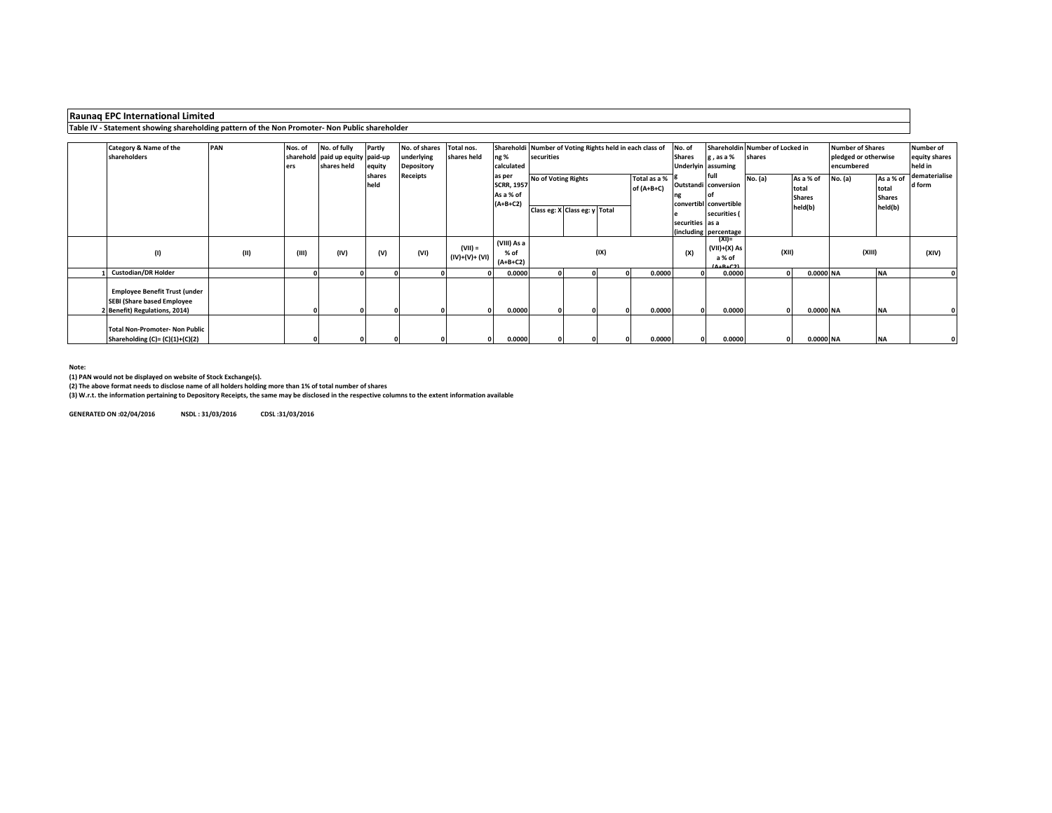**Raunaq EPC International Limited**

**Table IV - Statement showing shareholding pattern of the Non Promoter- Non Public shareholder**

| | Category & Name of the shareholders | PAN | Nos. of shareholders | No. of fully paid up equity shares held | Partly paid-up equity shares held | No. of shares underlying Depository Receipts | Total nos. shares held | Shareholding % calculated as per SCRR, 1957 As a % of (A+B+C2) | Number of Voting Rights held in each class of securities | | | | No. of Shares Underlying Outstanding convertible securities (including | Shareholding , as a % assuming full conversion of convertible securities ( as a percentage | Number of Locked in shares | | Number of Shares pledged or otherwise encumbered | | Number of equity shares held in dematerialised form |
|---|---|---|---|---|---|---|---|---|---|---|---|---|---|---|---|---|---|---|---|
| | | | | | | | | | No of Voting Rights | | | Total as a % of (A+B+C) | | | No. (a) | As a % of total Shares held(b) | No. (a) | As a % of total Shares held(b) | |
| | | | | | | | | | Class eg: X | Class eg: y | Total | | | | | | | | |
| | (I) | (II) | (III) | (IV) | (V) | (VI) | (VII) = (IV)+(V)+ (VI) | (VIII) As a % of (A+B+C2) | (IX) | | | | (X) | (XI)= (VII)+(X) As a % of (A+B+C2) | (XII) | | (XIII) | | (XIV) |
| 1 | **Custodian/DR Holder** | | 0 | 0 | 0 | 0 | 0 | 0.0000 | 0 | 0 | 0 | 0.0000 | 0 | 0.0000 | 0 | 0.0000 | NA | NA | 0 |
| 2 | **Employee Benefit Trust (under SEBI (Share based Employee Benefit) Regulations, 2014)** | | 0 | 0 | 0 | 0 | 0 | 0.0000 | 0 | 0 | 0 | 0.0000 | 0 | 0.0000 | 0 | 0.0000 | NA | NA | 0 |
| | **Total Non-Promoter- Non Public Shareholding (C)= (C)(1)+(C)(2)** | | 0 | 0 | 0 | 0 | 0 | 0.0000 | 0 | 0 | 0 | 0.0000 | 0 | 0.0000 | 0 | 0.0000 | NA | NA | 0 |

**Note:**

**(1) PAN would not be displayed on website of Stock Exchange(s).**

**(2) The above format needs to disclose name of all holders holding more than 1% of total number of shares**

**(3) W.r.t. the information pertaining to Depository Receipts, the same may be disclosed in the respective columns to the extent information available**

**GENERATED ON :02/04/2016 NSDL : 31/03/2016 CDSL :31/03/2016**